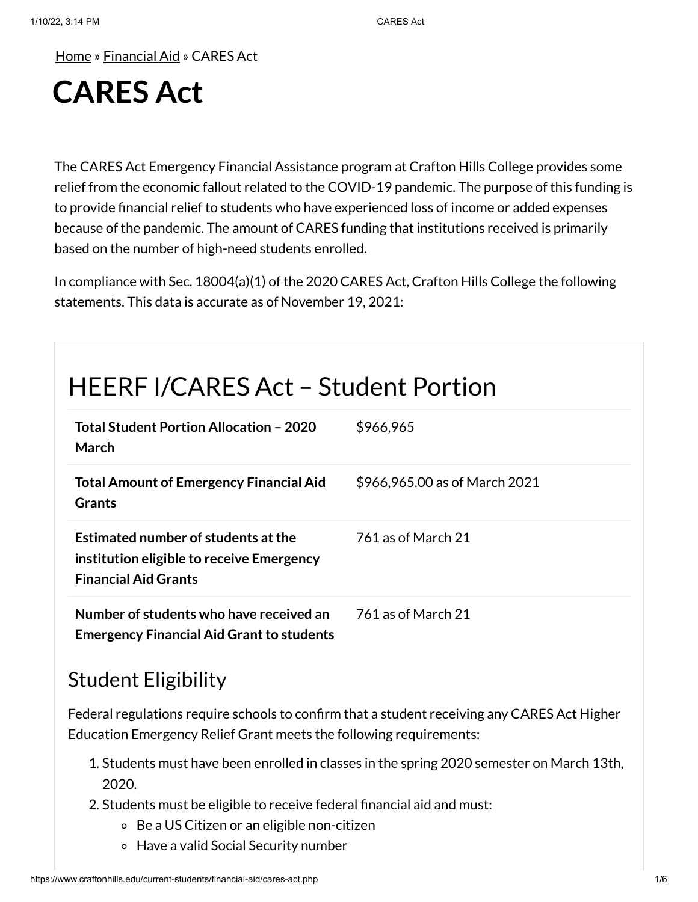Home » Financial Aid » CARES Act

# CARES Act

The CARES Act Emergency Financial Assistance program at Crafton Hills College provides some relief from the economic fallout related to the COVID-19 pandemic. The purpose of this funding is to provide financial relief to students who have experienced loss of income or added expenses because of the pandemic. The amount of CARES funding that institutions received is primarily based on the number of high-need students enrolled.

In compliance with Sec. 18004(a)(1) of the 2020 CARES Act, Crafton Hills College the following statements. This data is accurate as of November 19, 2021:

## HEERF I/CARES Act – Student Portion

| | |
|---|---|
| **Total Student Portion Allocation – 2020 March** | $966,965 |
| **Total Amount of Emergency Financial Aid Grants** | $966,965.00 as of March 2021 |
| **Estimated number of students at the institution eligible to receive Emergency Financial Aid Grants** | 761 as of March 21 |
| **Number of students who have received an Emergency Financial Aid Grant to students** | 761 as of March 21 |

### Student Eligibility

Federal regulations require schools to confirm that a student receiving any CARES Act Higher Education Emergency Relief Grant meets the following requirements:

1. Students must have been enrolled in classes in the spring 2020 semester on March 13th, 2020.
2. Students must be eligible to receive federal financial aid and must:
   - Be a US Citizen or an eligible non-citizen
   - Have a valid Social Security number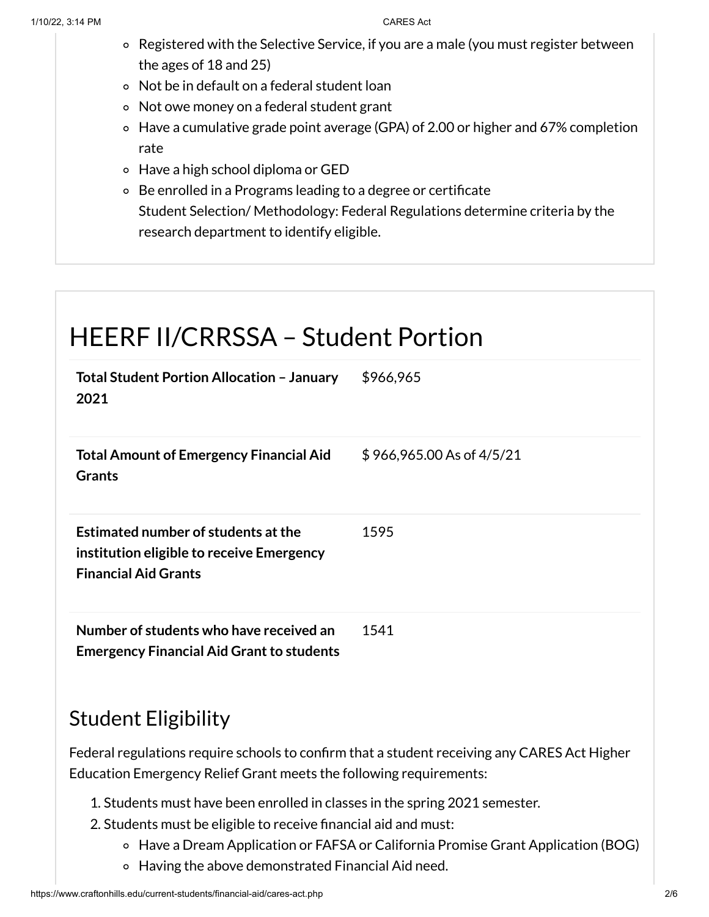- Registered with the Selective Service, if you are a male (you must register between the ages of 18 and 25)
- Not be in default on a federal student loan
- Not owe money on a federal student grant
- Have a cumulative grade point average (GPA) of 2.00 or higher and 67% completion rate
- Have a high school diploma or GED
- Be enrolled in a Programs leading to a degree or certificate
  Student Selection/ Methodology: Federal Regulations determine criteria by the research department to identify eligible.

# HEERF II/CRRSSA – Student Portion

| | |
|---|---|
| **Total Student Portion Allocation – January 2021** | $966,965 |
| **Total Amount of Emergency Financial Aid Grants** | $ 966,965.00 As of 4/5/21 |
| **Estimated number of students at the institution eligible to receive Emergency Financial Aid Grants** | 1595 |
| **Number of students who have received an Emergency Financial Aid Grant to students** | 1541 |

## Student Eligibility

Federal regulations require schools to confirm that a student receiving any CARES Act Higher Education Emergency Relief Grant meets the following requirements:

1. Students must have been enrolled in classes in the spring 2021 semester.
2. Students must be eligible to receive financial aid and must:
    - Have a Dream Application or FAFSA or California Promise Grant Application (BOG)
    - Having the above demonstrated Financial Aid need.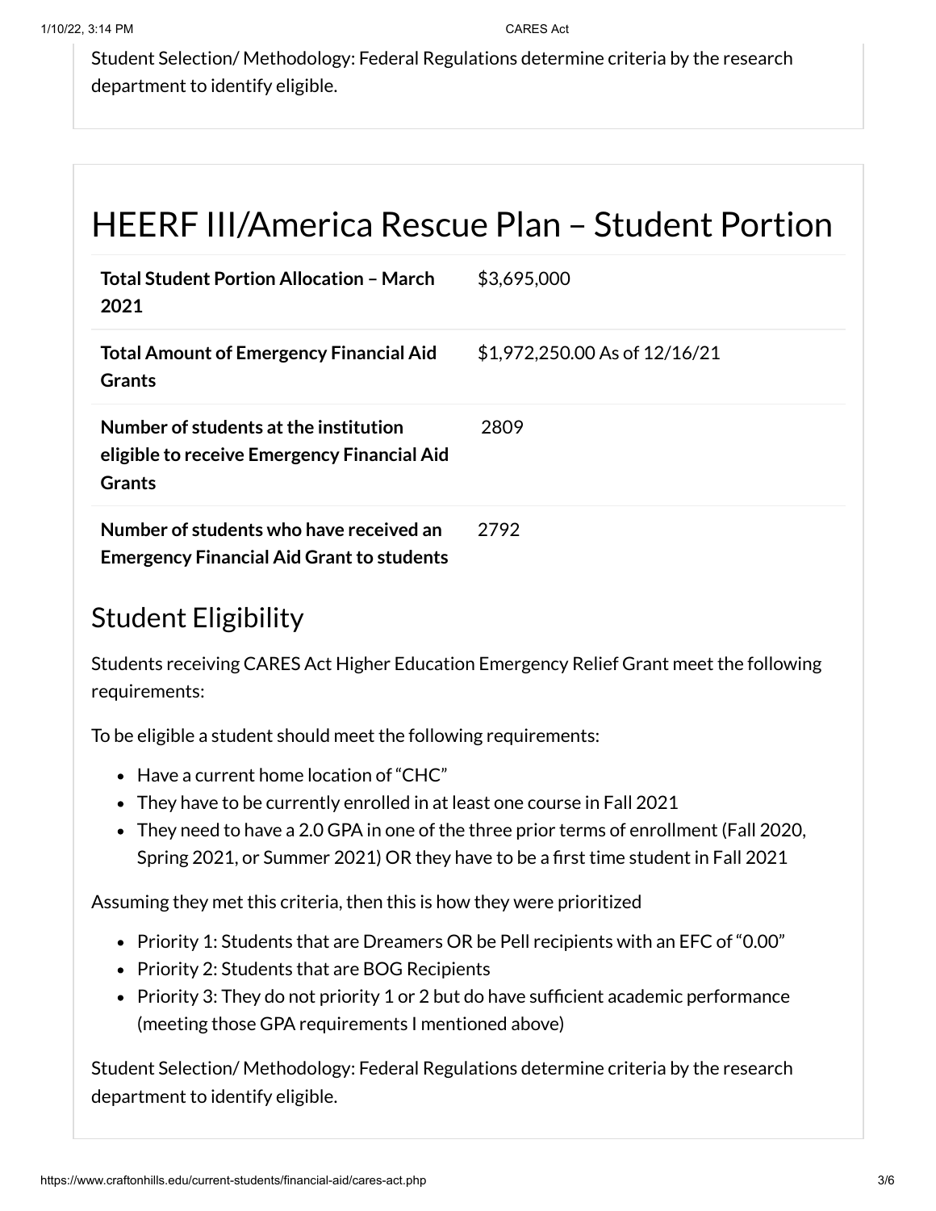Student Selection/ Methodology: Federal Regulations determine criteria by the research department to identify eligible.

# HEERF III/America Rescue Plan – Student Portion

| | |
|---|---|
| **Total Student Portion Allocation – March 2021** | $3,695,000 |
| **Total Amount of Emergency Financial Aid Grants** | $1,972,250.00 As of 12/16/21 |
| **Number of students at the institution eligible to receive Emergency Financial Aid Grants** | 2809 |
| **Number of students who have received an Emergency Financial Aid Grant to students** | 2792 |

## Student Eligibility

Students receiving CARES Act Higher Education Emergency Relief Grant meet the following requirements:

To be eligible a student should meet the following requirements:

- Have a current home location of "CHC"
- They have to be currently enrolled in at least one course in Fall 2021
- They need to have a 2.0 GPA in one of the three prior terms of enrollment (Fall 2020, Spring 2021, or Summer 2021) OR they have to be a first time student in Fall 2021

Assuming they met this criteria, then this is how they were prioritized

- Priority 1: Students that are Dreamers OR be Pell recipients with an EFC of "0.00"
- Priority 2: Students that are BOG Recipients
- Priority 3: They do not priority 1 or 2 but do have sufficient academic performance (meeting those GPA requirements I mentioned above)

Student Selection/ Methodology: Federal Regulations determine criteria by the research department to identify eligible.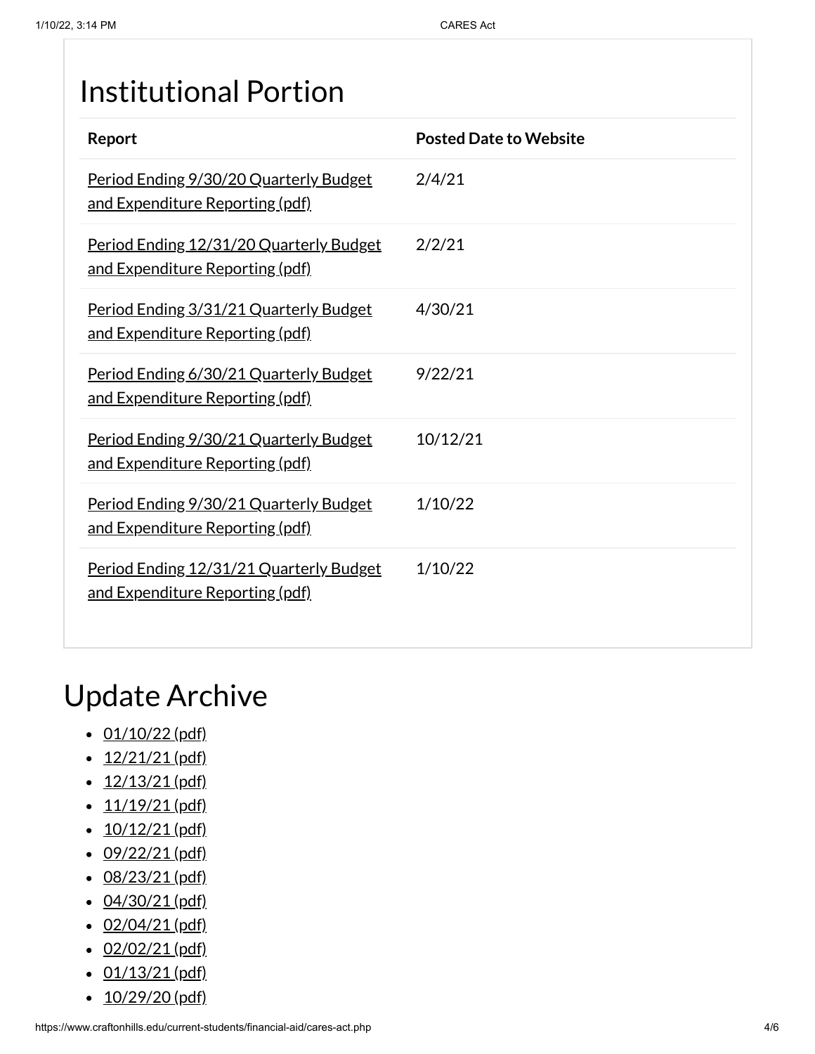## Institutional Portion

| Report | Posted Date to Website |
|---|---|
| Period Ending 9/30/20 Quarterly Budget and Expenditure Reporting (pdf) | 2/4/21 |
| Period Ending 12/31/20 Quarterly Budget and Expenditure Reporting (pdf) | 2/2/21 |
| Period Ending 3/31/21 Quarterly Budget and Expenditure Reporting (pdf) | 4/30/21 |
| Period Ending 6/30/21 Quarterly Budget and Expenditure Reporting (pdf) | 9/22/21 |
| Period Ending 9/30/21 Quarterly Budget and Expenditure Reporting (pdf) | 10/12/21 |
| Period Ending 9/30/21 Quarterly Budget and Expenditure Reporting (pdf) | 1/10/22 |
| Period Ending 12/31/21 Quarterly Budget and Expenditure Reporting (pdf) | 1/10/22 |

# Update Archive

- 01/10/22 (pdf)
- 12/21/21 (pdf)
- 12/13/21 (pdf)
- 11/19/21 (pdf)
- 10/12/21 (pdf)
- 09/22/21 (pdf)
- 08/23/21 (pdf)
- 04/30/21 (pdf)
- 02/04/21 (pdf)
- 02/02/21 (pdf)
- 01/13/21 (pdf)
- 10/29/20 (pdf)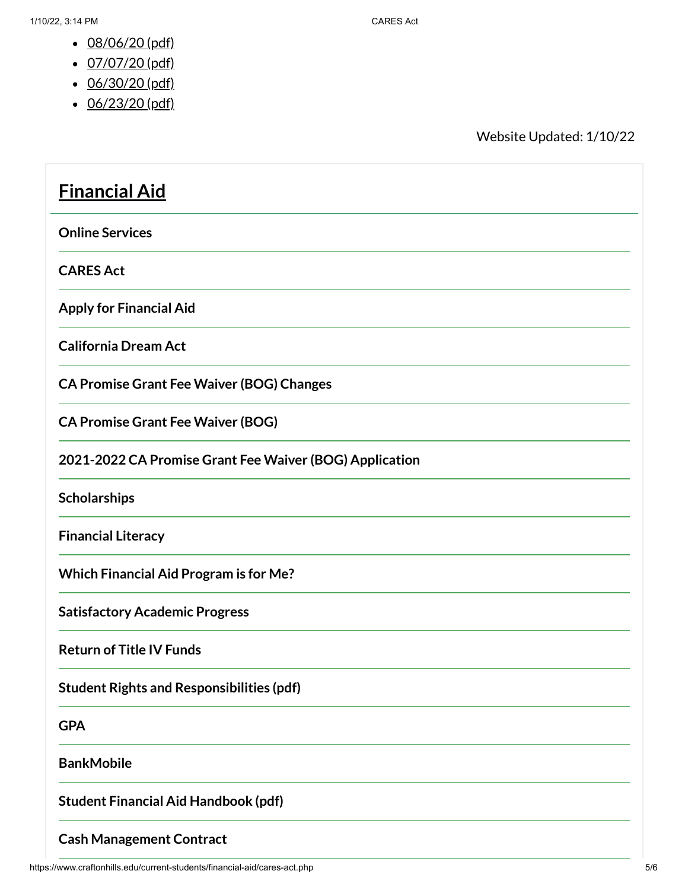- 08/06/20 (pdf)
- 07/07/20 (pdf)
- 06/30/20 (pdf)
- 06/23/20 (pdf)

Website Updated: 1/10/22

## Financial Aid

**Online Services**

**CARES Act**

**Apply for Financial Aid**

**California Dream Act**

**CA Promise Grant Fee Waiver (BOG) Changes**

**CA Promise Grant Fee Waiver (BOG)**

**2021-2022 CA Promise Grant Fee Waiver (BOG) Application**

**Scholarships**

**Financial Literacy**

**Which Financial Aid Program is for Me?**

**Satisfactory Academic Progress**

**Return of Title IV Funds**

**Student Rights and Responsibilities (pdf)**

**GPA**

**BankMobile**

**Student Financial Aid Handbook (pdf)**

**Cash Management Contract**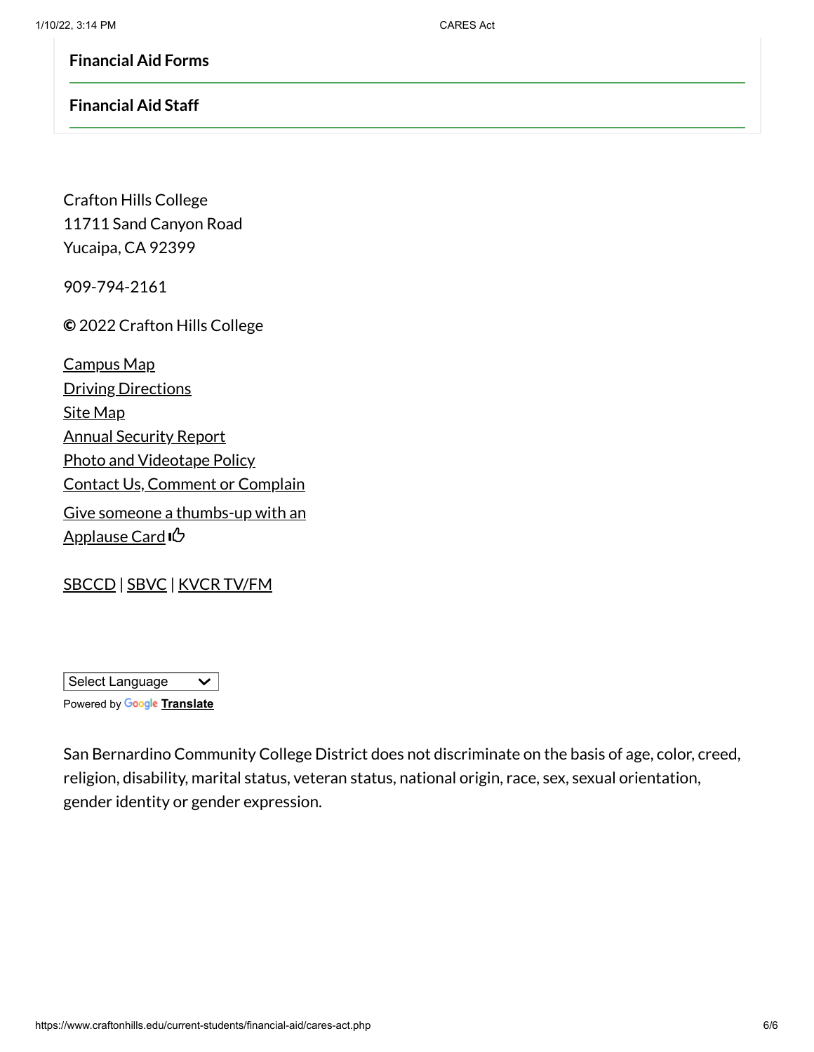**Financial Aid Forms**

**Financial Aid Staff**

Crafton Hills College
11711 Sand Canyon Road
Yucaipa, CA 92399

909-794-2161

© 2022 Crafton Hills College

Campus Map
Driving Directions
Site Map
Annual Security Report
Photo and Videotape Policy
Contact Us, Comment or Complain
Give someone a thumbs-up with an Applause Card

SBCCD | SBVC | KVCR TV/FM

Select Language
Powered by Google Translate

San Bernardino Community College District does not discriminate on the basis of age, color, creed, religion, disability, marital status, veteran status, national origin, race, sex, sexual orientation, gender identity or gender expression.